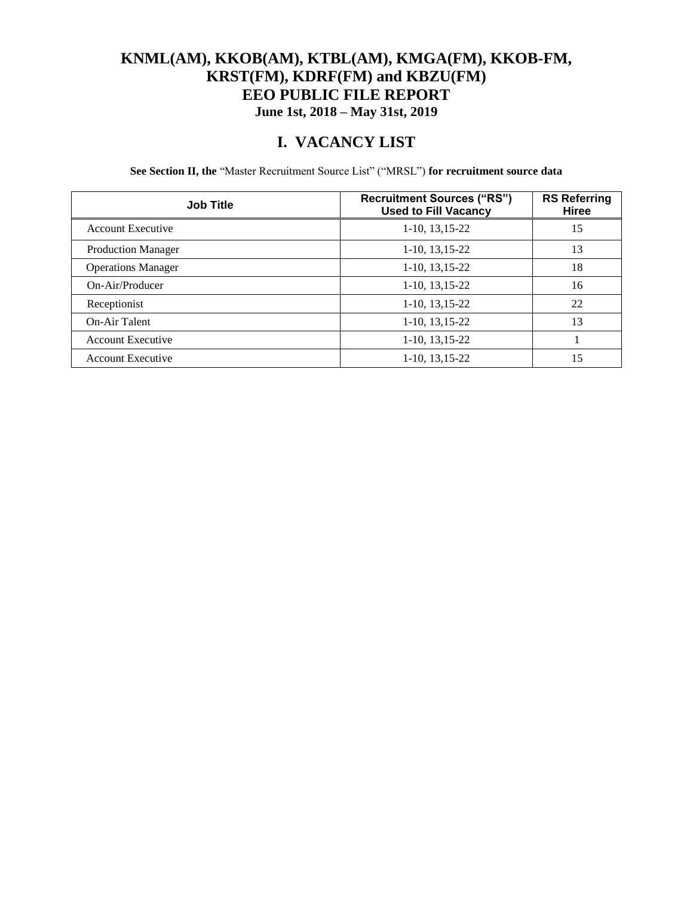# KNML(AM), KKOB(AM), KTBL(AM), KMGA(FM), KKOB-FM, KRST(FM), KDRF(FM) and KBZU(FM)
# EEO PUBLIC FILE REPORT
### June 1st, 2018 – May 31st, 2019

## I. VACANCY LIST

**See Section II, the** "Master Recruitment Source List" ("MRSL") **for recruitment source data**

| Job Title | Recruitment Sources ("RS") Used to Fill Vacancy | RS Referring Hiree |
|---|---|---|
| Account Executive | 1-10, 13,15-22 | 15 |
| Production Manager | 1-10, 13,15-22 | 13 |
| Operations Manager | 1-10, 13,15-22 | 18 |
| On-Air/Producer | 1-10, 13,15-22 | 16 |
| Receptionist | 1-10, 13,15-22 | 22 |
| On-Air Talent | 1-10, 13,15-22 | 13 |
| Account Executive | 1-10, 13,15-22 | 1 |
| Account Executive | 1-10, 13,15-22 | 15 |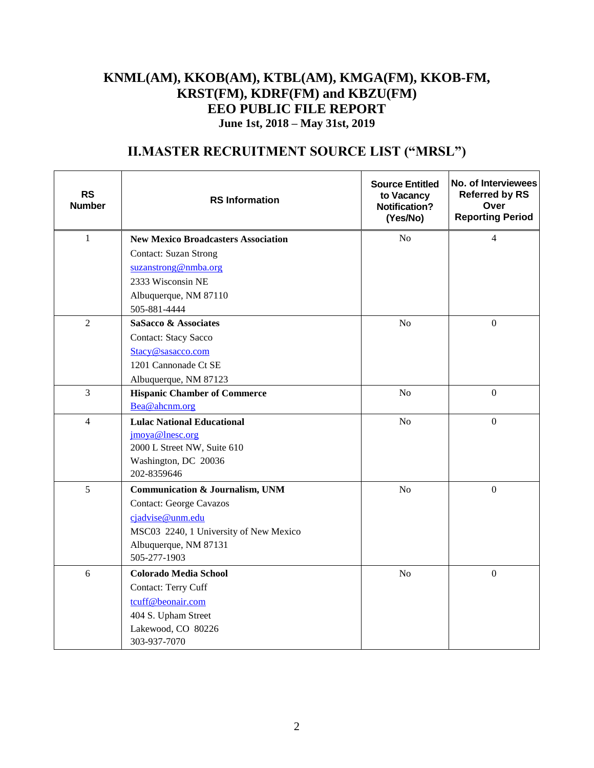# KNML(AM), KKOB(AM), KTBL(AM), KMGA(FM), KKOB-FM, KRST(FM), KDRF(FM) and KBZU(FM)
# EEO PUBLIC FILE REPORT
### June 1st, 2018 – May 31st, 2019

## II.MASTER RECRUITMENT SOURCE LIST ("MRSL")

| RS Number | RS Information | Source Entitled to Vacancy Notification? (Yes/No) | No. of Interviewees Referred by RS Over Reporting Period |
|---|---|---|---|
| 1 | **New Mexico Broadcasters Association**<br>Contact: Suzan Strong<br>suzanstrong@nmba.org<br>2333 Wisconsin NE<br>Albuquerque, NM 87110<br>505-881-4444 | No | 4 |
| 2 | **SaSacco & Associates**<br>Contact: Stacy Sacco<br>Stacy@sasacco.com<br>1201 Cannonade Ct SE<br>Albuquerque, NM 87123 | No | 0 |
| 3 | **Hispanic Chamber of Commerce**<br>Bea@ahcnm.org | No | 0 |
| 4 | **Lulac National Educational**<br>jmoya@lnesc.org<br>2000 L Street NW, Suite 610<br>Washington, DC 20036<br>202-8359646 | No | 0 |
| 5 | **Communication & Journalism, UNM**<br>Contact: George Cavazos<br>cjadvise@unm.edu<br>MSC03 2240, 1 University of New Mexico<br>Albuquerque, NM 87131<br>505-277-1903 | No | 0 |
| 6 | **Colorado Media School**<br>Contact: Terry Cuff<br>tcuff@beonair.com<br>404 S. Upham Street<br>Lakewood, CO 80226<br>303-937-7070 | No | 0 |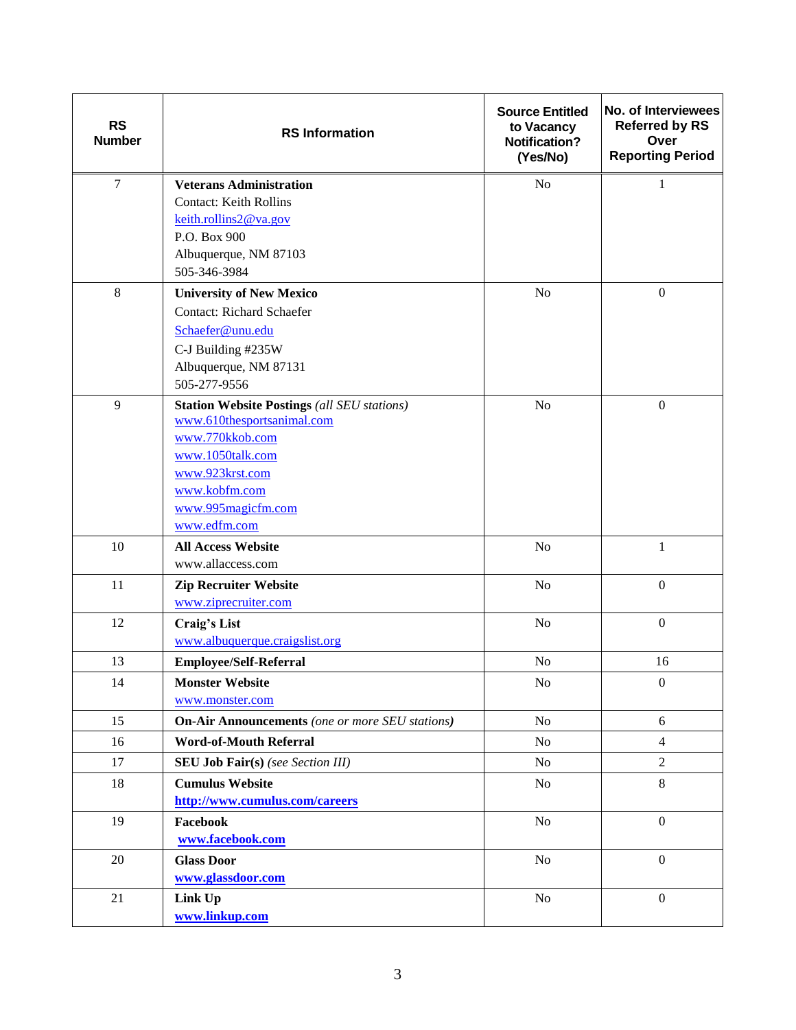| RS Number | RS Information | Source Entitled to Vacancy Notification? (Yes/No) | No. of Interviewees Referred by RS Over Reporting Period |
| --- | --- | --- | --- |
| 7 | **Veterans Administration**<br>Contact: Keith Rollins<br>keith.rollins2@va.gov<br>P.O. Box 900<br>Albuquerque, NM 87103<br>505-346-3984 | No | 1 |
| 8 | **University of New Mexico**<br>Contact: Richard Schaefer<br>Schaefer@unu.edu<br>C-J Building #235W<br>Albuquerque, NM 87131<br>505-277-9556 | No | 0 |
| 9 | **Station Website Postings** *(all SEU stations)*<br>www.610thesportsanimal.com<br>www.770kkob.com<br>www.1050talk.com<br>www.923krst.com<br>www.kobfm.com<br>www.995magicfm.com<br>www.edfm.com | No | 0 |
| 10 | **All Access Website**<br>www.allaccess.com | No | 1 |
| 11 | **Zip Recruiter Website**<br>www.ziprecruiter.com | No | 0 |
| 12 | **Craig's List**<br>www.albuquerque.craigslist.org | No | 0 |
| 13 | **Employee/Self-Referral** | No | 16 |
| 14 | **Monster Website**<br>www.monster.com | No | 0 |
| 15 | **On-Air Announcements** *(one or more SEU stations)* | No | 6 |
| 16 | **Word-of-Mouth Referral** | No | 4 |
| 17 | **SEU Job Fair(s)** *(see Section III)* | No | 2 |
| 18 | **Cumulus Website**<br>**http://www.cumulus.com/careers** | No | 8 |
| 19 | **Facebook**<br>**www.facebook.com** | No | 0 |
| 20 | **Glass Door**<br>**www.glassdoor.com** | No | 0 |
| 21 | **Link Up**<br>**www.linkup.com** | No | 0 |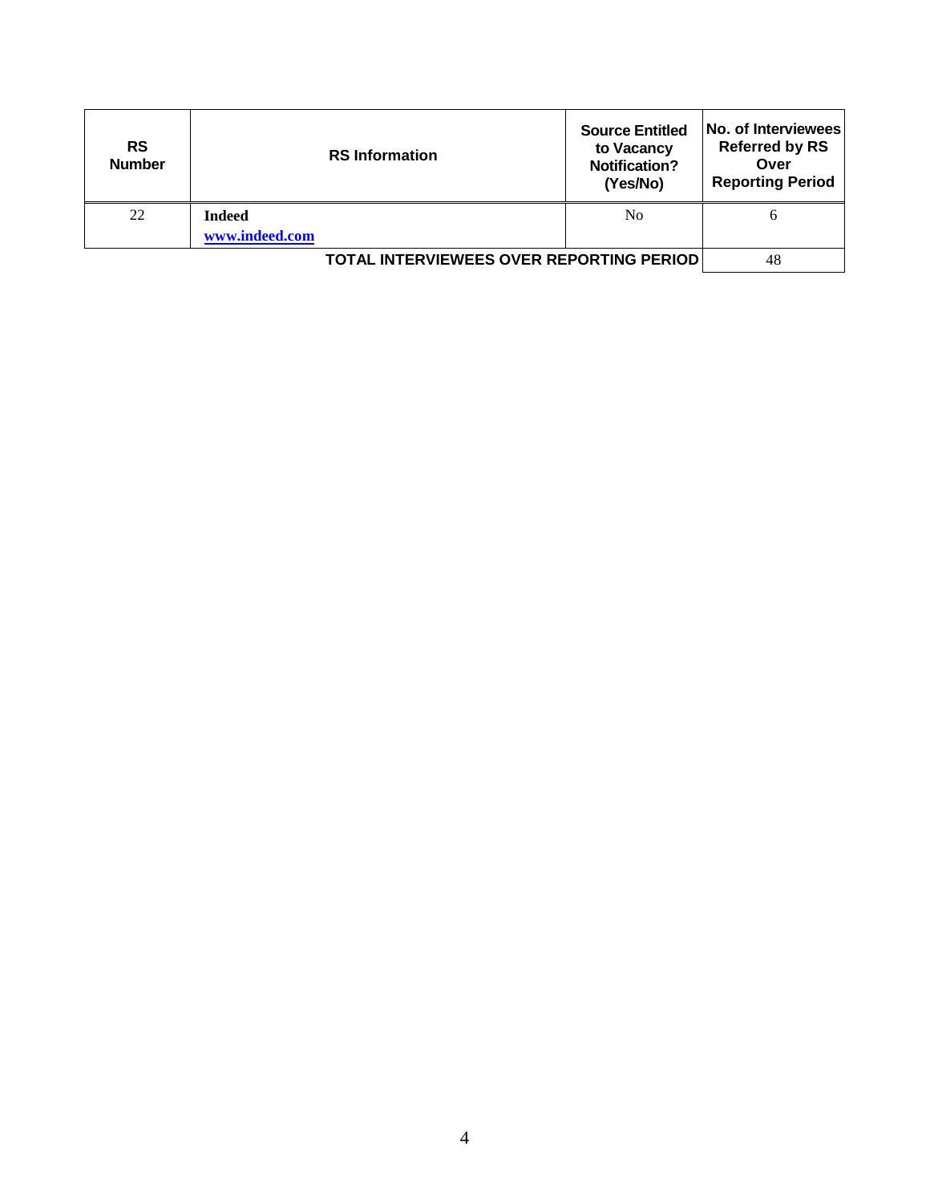| RS Number | RS Information | Source Entitled to Vacancy Notification? (Yes/No) | No. of Interviewees Referred by RS Over Reporting Period |
|---|---|---|---|
| 22 | **Indeed**<br>**www.indeed.com** | No | 6 |
| | | **TOTAL INTERVIEWEES OVER REPORTING PERIOD** | 48 |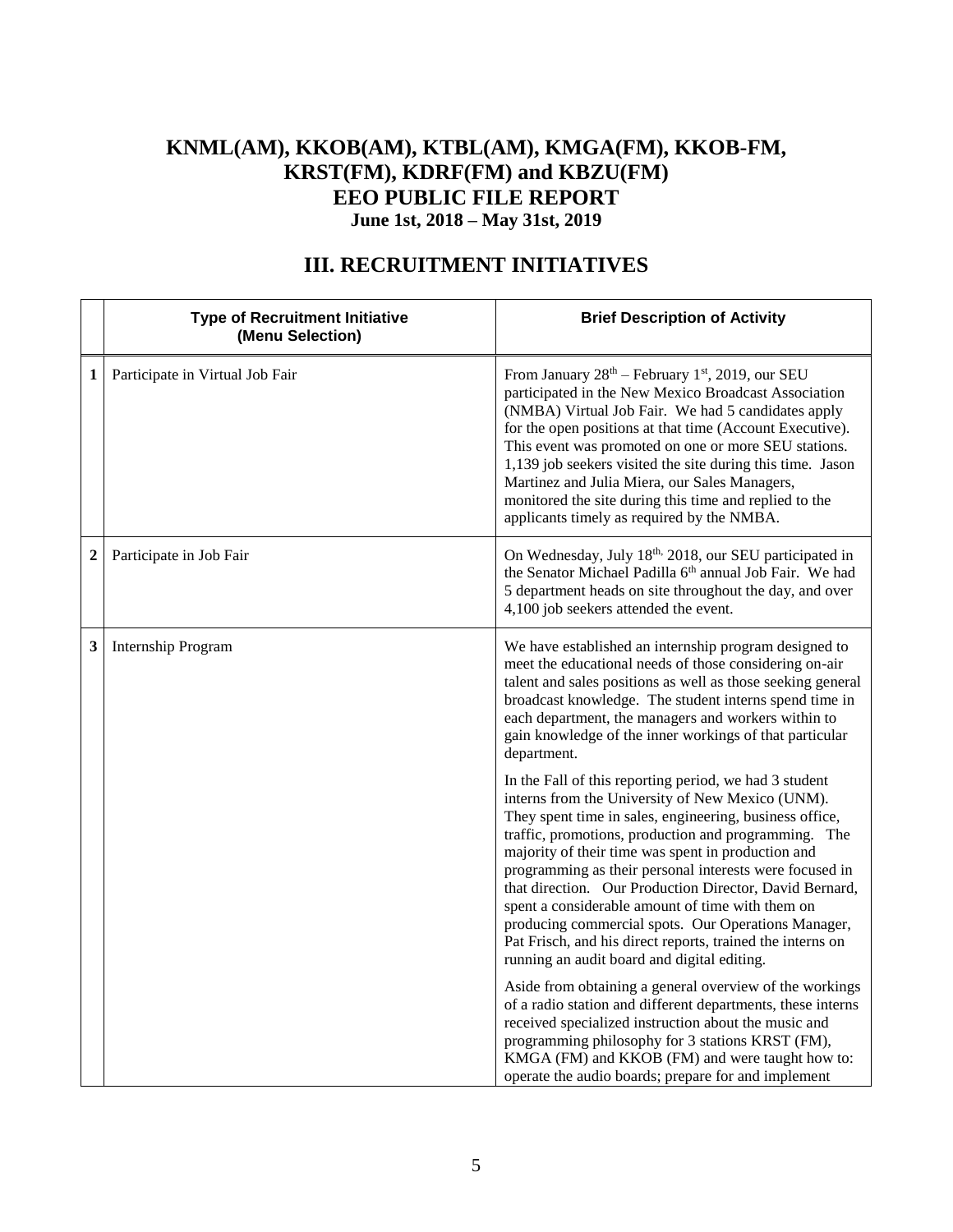# KNML(AM), KKOB(AM), KTBL(AM), KMGA(FM), KKOB-FM, KRST(FM), KDRF(FM) and KBZU(FM)

## EEO PUBLIC FILE REPORT

**June 1st, 2018 – May 31st, 2019**

## III. RECRUITMENT INITIATIVES

| | Type of Recruitment Initiative (Menu Selection) | Brief Description of Activity |
|---|---|---|
| 1 | Participate in Virtual Job Fair | From January 28th – February 1st, 2019, our SEU participated in the New Mexico Broadcast Association (NMBA) Virtual Job Fair. We had 5 candidates apply for the open positions at that time (Account Executive). This event was promoted on one or more SEU stations. 1,139 job seekers visited the site during this time. Jason Martinez and Julia Miera, our Sales Managers, monitored the site during this time and replied to the applicants timely as required by the NMBA. |
| 2 | Participate in Job Fair | On Wednesday, July 18th, 2018, our SEU participated in the Senator Michael Padilla 6th annual Job Fair. We had 5 department heads on site throughout the day, and over 4,100 job seekers attended the event. |
| 3 | Internship Program | We have established an internship program designed to meet the educational needs of those considering on-air talent and sales positions as well as those seeking general broadcast knowledge. The student interns spend time in each department, the managers and workers within to gain knowledge of the inner workings of that particular department.<br><br>In the Fall of this reporting period, we had 3 student interns from the University of New Mexico (UNM). They spent time in sales, engineering, business office, traffic, promotions, production and programming. The majority of their time was spent in production and programming as their personal interests were focused in that direction. Our Production Director, David Bernard, spent a considerable amount of time with them on producing commercial spots. Our Operations Manager, Pat Frisch, and his direct reports, trained the interns on running an audit board and digital editing.<br><br>Aside from obtaining a general overview of the workings of a radio station and different departments, these interns received specialized instruction about the music and programming philosophy for 3 stations KRST (FM), KMGA (FM) and KKOB (FM) and were taught how to: operate the audio boards; prepare for and implement |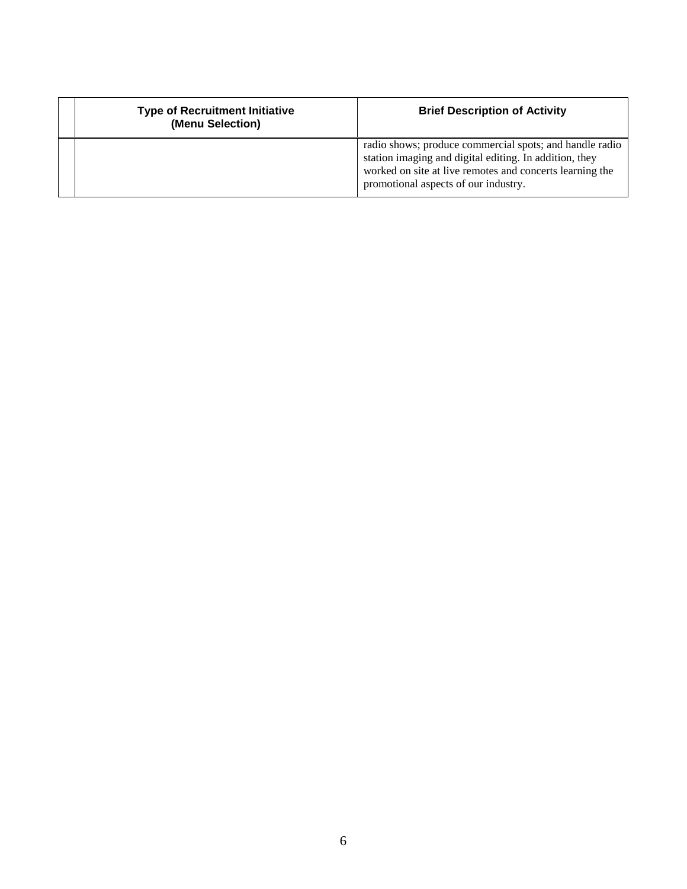| | Type of Recruitment Initiative (Menu Selection) | Brief Description of Activity |
|---|---|---|
| | | radio shows; produce commercial spots; and handle radio station imaging and digital editing. In addition, they worked on site at live remotes and concerts learning the promotional aspects of our industry. |